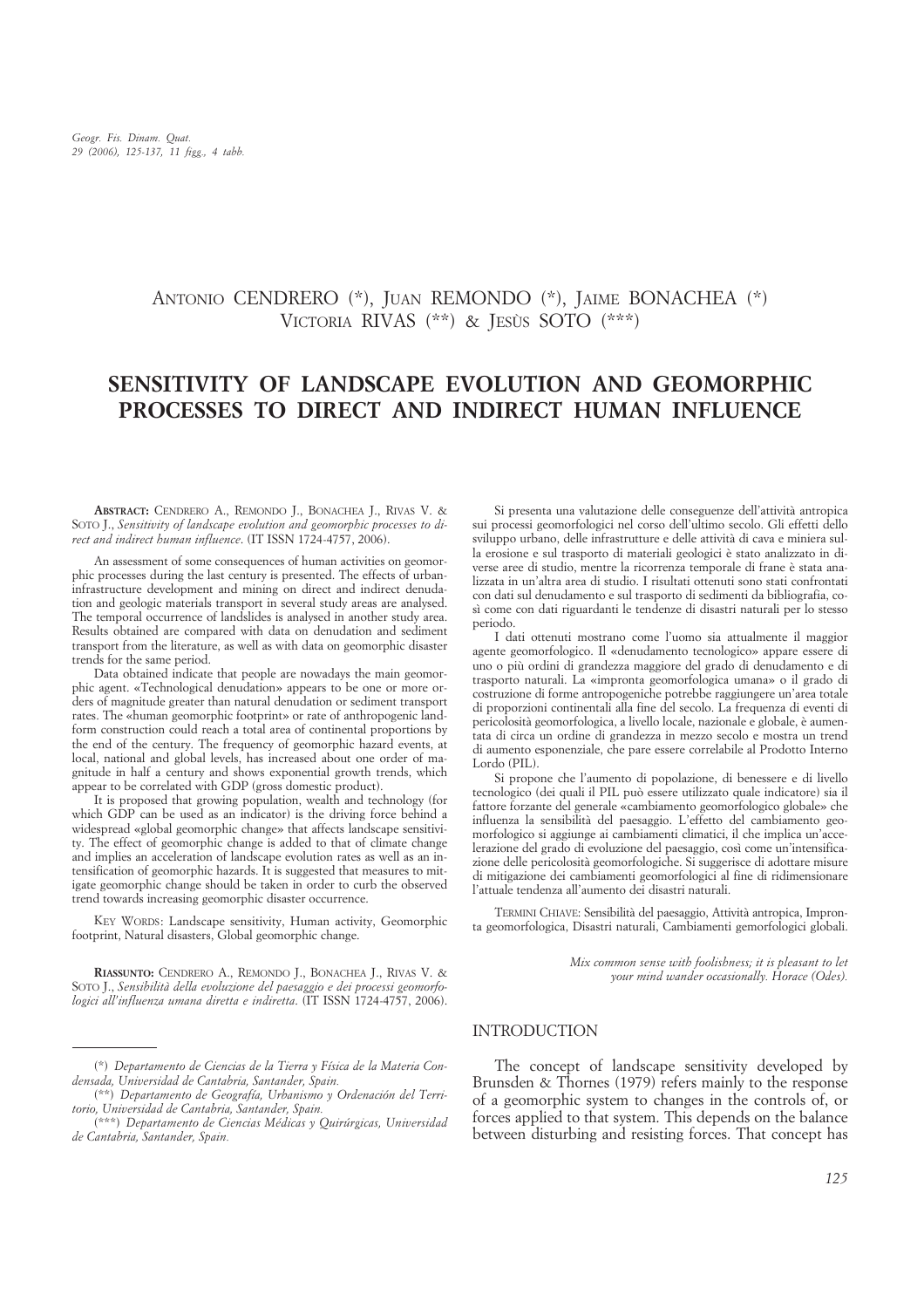Antonio CENDRERO (*), Juan REMONDO (*), Jaime BONACHEA (*)
Victoria RIVAS (**) & Jesùs SOTO (***)

# SENSITIVITY OF LANDSCAPE EVOLUTION AND GEOMORPHIC PROCESSES TO DIRECT AND INDIRECT HUMAN INFLUENCE

**ABSTRACT:** CENDRERO A., REMONDO J., BONACHEA J., RIVAS V. & SOTO J., *Sensitivity of landscape evolution and geomorphic processes to direct and indirect human influence*. (IT ISSN 1724-4757, 2006).

An assessment of some consequences of human activities on geomorphic processes during the last century is presented. The effects of urban-infrastructure development and mining on direct and indirect denudation and geologic materials transport in several study areas are analysed. The temporal occurrence of landslides is analysed in another study area. Results obtained are compared with data on denudation and sediment transport from the literature, as well as with data on geomorphic disaster trends for the same period.

Data obtained indicate that people are nowadays the main geomorphic agent. «Technological denudation» appears to be one or more orders of magnitude greater than natural denudation or sediment transport rates. The «human geomorphic footprint» or rate of anthropogenic landform construction could reach a total area of continental proportions by the end of the century. The frequency of geomorphic hazard events, at local, national and global levels, has increased about one order of magnitude in half a century and shows exponential growth trends, which appear to be correlated with GDP (gross domestic product).

It is proposed that growing population, wealth and technology (for which GDP can be used as an indicator) is the driving force behind a widespread «global geomorphic change» that affects landscape sensitivity. The effect of geomorphic change is added to that of climate change and implies an acceleration of landscape evolution rates as well as an intensification of geomorphic hazards. It is suggested that measures to mitigate geomorphic change should be taken in order to curb the observed trend towards increasing geomorphic disaster occurrence.

KEY WORDS: Landscape sensitivity, Human activity, Geomorphic footprint, Natural disasters, Global geomorphic change.

**RIASSUNTO:** CENDRERO A., REMONDO J., BONACHEA J., RIVAS V. & SOTO J., *Sensibilità della evoluzione del paesaggio e dei processi geomorfologici all'influenza umana diretta e indiretta*. (IT ISSN 1724-4757, 2006).

Si presenta una valutazione delle conseguenze dell'attività antropica sui processi geomorfologici nel corso dell'ultimo secolo. Gli effetti dello sviluppo urbano, delle infrastrutture e delle attività di cava e miniera sulla erosione e sul trasporto di materiali geologici è stato analizzato in diverse aree di studio, mentre la ricorrenza temporale di frane è stata analizzata in un'altra area di studio. I risultati ottenuti sono stati confrontati con dati sul denudamento e sul trasporto di sedimenti da bibliografia, così come con dati riguardanti le tendenze di disastri naturali per lo stesso periodo.

I dati ottenuti mostrano come l'uomo sia attualmente il maggior agente geomorfologico. Il «denudamento tecnologico» appare essere di uno o più ordini di grandezza maggiore del grado di denudamento e di trasporto naturali. La «impronta geomorfologica umana» o il grado di costruzione di forme antropogeniche potrebbe raggiungere un'area totale di proporzioni continentali alla fine del secolo. La frequenza di eventi di pericolosità geomorfologica, a livello locale, nazionale e globale, è aumentata di circa un ordine di grandezza in mezzo secolo e mostra un trend di aumento esponenziale, che pare essere correlabile al Prodotto Interno Lordo (PIL).

Si propone che l'aumento di popolazione, di benessere e di livello tecnologico (dei quali il PIL può essere utilizzato quale indicatore) sia il fattore forzante del generale «cambiamento geomorfologico globale» che influenza la sensibilità del paesaggio. L'effetto del cambiamento geomorfologico si aggiunge ai cambiamenti climatici, il che implica un'accelerazione del grado di evoluzione del paesaggio, così come un'intensificazione delle pericolosità geomorfologiche. Si suggerisce di adottare misure di mitigazione dei cambiamenti geomorfologici al fine di ridimensionare l'attuale tendenza all'aumento dei disastri naturali.

TERMINI CHIAVE: Sensibilità del paesaggio, Attività antropica, Impronta geomorfologica, Disastri naturali, Cambiamenti gemorfologici globali.

*Mix common sense with foolishness; it is pleasant to let your mind wander occasionally. Horace (Odes).*

## INTRODUCTION

The concept of landscape sensitivity developed by Brunsden & Thornes (1979) refers mainly to the response of a geomorphic system to changes in the controls of, or forces applied to that system. This depends on the balance between disturbing and resisting forces. That concept has

(*) *Departamento de Ciencias de la Tierra y Física de la Materia Condensada, Universidad de Cantabria, Santander, Spain.*

(**) *Departamento de Geografía, Urbanismo y Ordenación del Territorio, Universidad de Cantabria, Santander, Spain.*

(***) *Departamento de Ciencias Médicas y Quirúrgicas, Universidad de Cantabria, Santander, Spain.*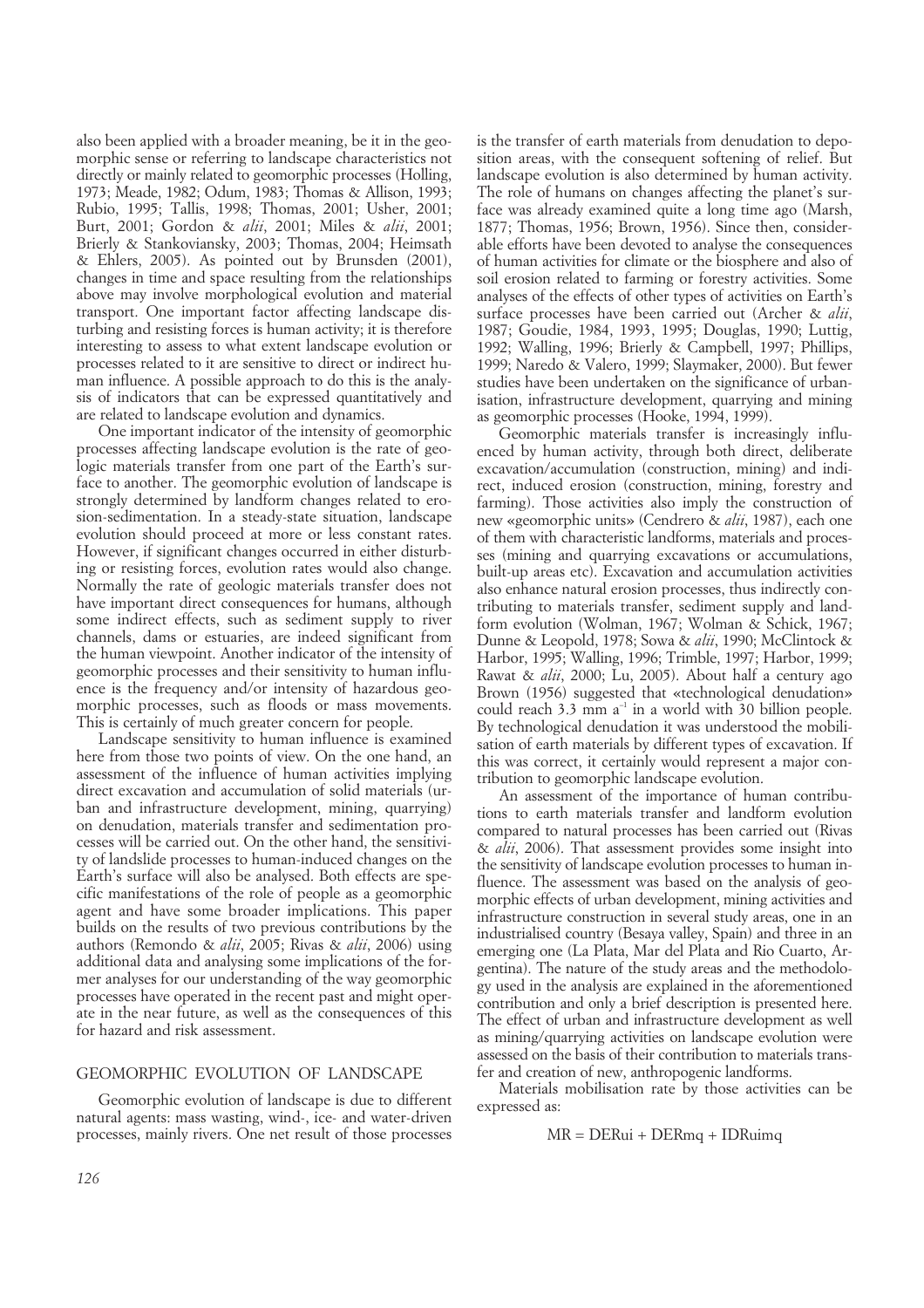also been applied with a broader meaning, be it in the geomorphic sense or referring to landscape characteristics not directly or mainly related to geomorphic processes (Holling, 1973; Meade, 1982; Odum, 1983; Thomas & Allison, 1993; Rubio, 1995; Tallis, 1998; Thomas, 2001; Usher, 2001; Burt, 2001; Gordon & *alii*, 2001; Miles & *alii*, 2001; Brierly & Stankoviansky, 2003; Thomas, 2004; Heimsath & Ehlers, 2005). As pointed out by Brunsden (2001), changes in time and space resulting from the relationships above may involve morphological evolution and material transport. One important factor affecting landscape disturbing and resisting forces is human activity; it is therefore interesting to assess to what extent landscape evolution or processes related to it are sensitive to direct or indirect human influence. A possible approach to do this is the analysis of indicators that can be expressed quantitatively and are related to landscape evolution and dynamics.

One important indicator of the intensity of geomorphic processes affecting landscape evolution is the rate of geologic materials transfer from one part of the Earth's surface to another. The geomorphic evolution of landscape is strongly determined by landform changes related to erosion-sedimentation. In a steady-state situation, landscape evolution should proceed at more or less constant rates. However, if significant changes occurred in either disturbing or resisting forces, evolution rates would also change. Normally the rate of geologic materials transfer does not have important direct consequences for humans, although some indirect effects, such as sediment supply to river channels, dams or estuaries, are indeed significant from the human viewpoint. Another indicator of the intensity of geomorphic processes and their sensitivity to human influence is the frequency and/or intensity of hazardous geomorphic processes, such as floods or mass movements. This is certainly of much greater concern for people.

Landscape sensitivity to human influence is examined here from those two points of view. On the one hand, an assessment of the influence of human activities implying direct excavation and accumulation of solid materials (urban and infrastructure development, mining, quarrying) on denudation, materials transfer and sedimentation processes will be carried out. On the other hand, the sensitivity of landslide processes to human-induced changes on the Earth's surface will also be analysed. Both effects are specific manifestations of the role of people as a geomorphic agent and have some broader implications. This paper builds on the results of two previous contributions by the authors (Remondo & *alii*, 2005; Rivas & *alii*, 2006) using additional data and analysing some implications of the former analyses for our understanding of the way geomorphic processes have operated in the recent past and might operate in the near future, as well as the consequences of this for hazard and risk assessment.

## GEOMORPHIC EVOLUTION OF LANDSCAPE

Geomorphic evolution of landscape is due to different natural agents: mass wasting, wind-, ice- and water-driven processes, mainly rivers. One net result of those processes is the transfer of earth materials from denudation to deposition areas, with the consequent softening of relief. But landscape evolution is also determined by human activity. The role of humans on changes affecting the planet's surface was already examined quite a long time ago (Marsh, 1877; Thomas, 1956; Brown, 1956). Since then, considerable efforts have been devoted to analyse the consequences of human activities for climate or the biosphere and also of soil erosion related to farming or forestry activities. Some analyses of the effects of other types of activities on Earth's surface processes have been carried out (Archer & *alii*, 1987; Goudie, 1984, 1993, 1995; Douglas, 1990; Luttig, 1992; Walling, 1996; Brierly & Campbell, 1997; Phillips, 1999; Naredo & Valero, 1999; Slaymaker, 2000). But fewer studies have been undertaken on the significance of urbanisation, infrastructure development, quarrying and mining as geomorphic processes (Hooke, 1994, 1999).

Geomorphic materials transfer is increasingly influenced by human activity, through both direct, deliberate excavation/accumulation (construction, mining) and indirect, induced erosion (construction, mining, forestry and farming). Those activities also imply the construction of new «geomorphic units» (Cendrero & *alii*, 1987), each one of them with characteristic landforms, materials and processes (mining and quarrying excavations or accumulations, built-up areas etc). Excavation and accumulation activities also enhance natural erosion processes, thus indirectly contributing to materials transfer, sediment supply and landform evolution (Wolman, 1967; Wolman & Schick, 1967; Dunne & Leopold, 1978; Sowa & *alii*, 1990; McClintock & Harbor, 1995; Walling, 1996; Trimble, 1997; Harbor, 1999; Rawat & *alii*, 2000; Lu, 2005). About half a century ago Brown (1956) suggested that «technological denudation» could reach 3.3 mm $a^{-1}$ in a world with 30 billion people. By technological denudation it was understood the mobilisation of earth materials by different types of excavation. If this was correct, it certainly would represent a major contribution to geomorphic landscape evolution.

An assessment of the importance of human contributions to earth materials transfer and landform evolution compared to natural processes has been carried out (Rivas & *alii*, 2006). That assessment provides some insight into the sensitivity of landscape evolution processes to human influence. The assessment was based on the analysis of geomorphic effects of urban development, mining activities and infrastructure construction in several study areas, one in an industrialised country (Besaya valley, Spain) and three in an emerging one (La Plata, Mar del Plata and Rio Cuarto, Argentina). The nature of the study areas and the methodology used in the analysis are explained in the aforementioned contribution and only a brief description is presented here. The effect of urban and infrastructure development as well as mining/quarrying activities on landscape evolution were assessed on the basis of their contribution to materials transfer and creation of new, anthropogenic landforms.

Materials mobilisation rate by those activities can be expressed as:

$$MR = DERui + DERmq + IDRuimq$$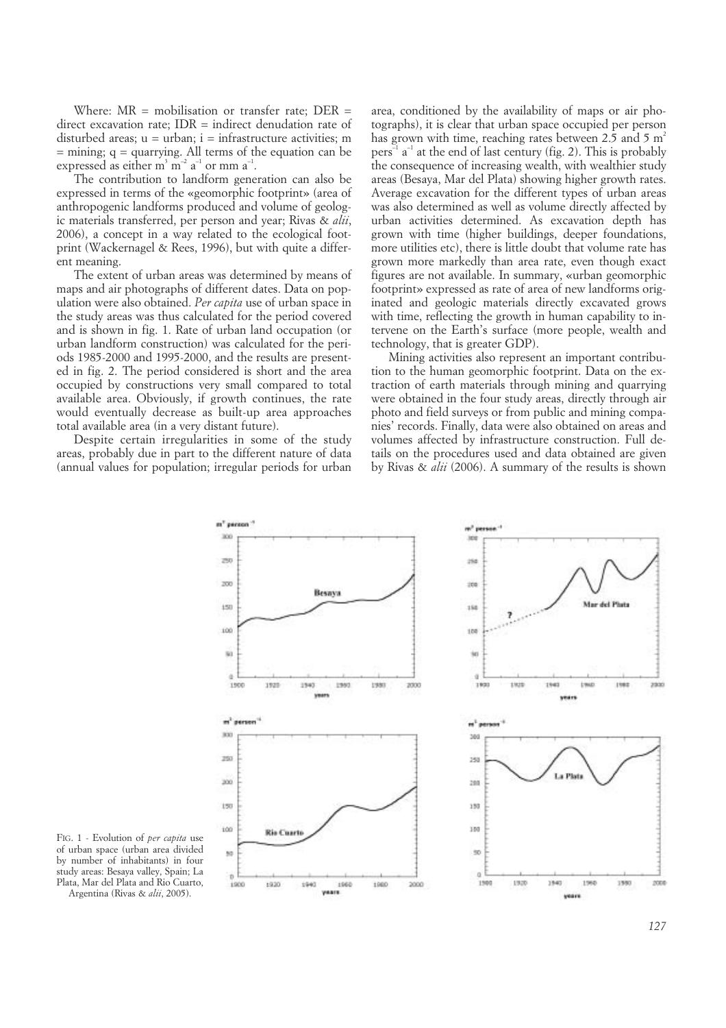Where: MR = mobilisation or transfer rate; DER = direct excavation rate; IDR = indirect denudation rate of disturbed areas; u = urban; i = infrastructure activities; m = mining; q = quarrying. All terms of the equation can be expressed as either $m^3\ m^{-2}\ a^{-1}$ or $mm\ a^{-1}$.

The contribution to landform generation can also be expressed in terms of the «geomorphic footprint» (area of anthropogenic landforms produced and volume of geologic materials transferred, per person and year; Rivas & *alii*, 2006), a concept in a way related to the ecological footprint (Wackernagel & Rees, 1996), but with quite a different meaning.

The extent of urban areas was determined by means of maps and air photographs of different dates. Data on population were also obtained. *Per capita* use of urban space in the study areas was thus calculated for the period covered and is shown in fig. 1. Rate of urban land occupation (or urban landform construction) was calculated for the periods 1985-2000 and 1995-2000, and the results are presented in fig. 2. The period considered is short and the area occupied by constructions very small compared to total available area. Obviously, if growth continues, the rate would eventually decrease as built-up area approaches total available area (in a very distant future).

Despite certain irregularities in some of the study areas, probably due in part to the different nature of data (annual values for population; irregular periods for urban area, conditioned by the availability of maps or air photographs), it is clear that urban space occupied per person has grown with time, reaching rates between 2.5 and 5 $m^2\ pers^{-1}\ a^{-1}$ at the end of last century (fig. 2). This is probably the consequence of increasing wealth, with wealthier study areas (Besaya, Mar del Plata) showing higher growth rates. Average excavation for the different types of urban areas was also determined as well as volume directly affected by urban activities determined. As excavation depth has grown with time (higher buildings, deeper foundations, more utilities etc), there is little doubt that volume rate has grown more markedly than area rate, even though exact figures are not available. In summary, «urban geomorphic footprint» expressed as rate of area of new landforms originated and geologic materials directly excavated grows with time, reflecting the growth in human capability to intervene on the Earth's surface (more people, wealth and technology, that is greater GDP).

Mining activities also represent an important contribution to the human geomorphic footprint. Data on the extraction of earth materials through mining and quarrying were obtained in the four study areas, directly through air photo and field surveys or from public and mining companies' records. Finally, data were also obtained on areas and volumes affected by infrastructure construction. Full details on the procedures used and data obtained are given by Rivas & *alii* (2006). A summary of the results is shown

FIG. 1 - Evolution of *per capita* use of urban space (urban area divided by number of inhabitants) in four study areas: Besaya valley, Spain; La Plata, Mar del Plata and Rio Cuarto, Argentina (Rivas & *alii*, 2005).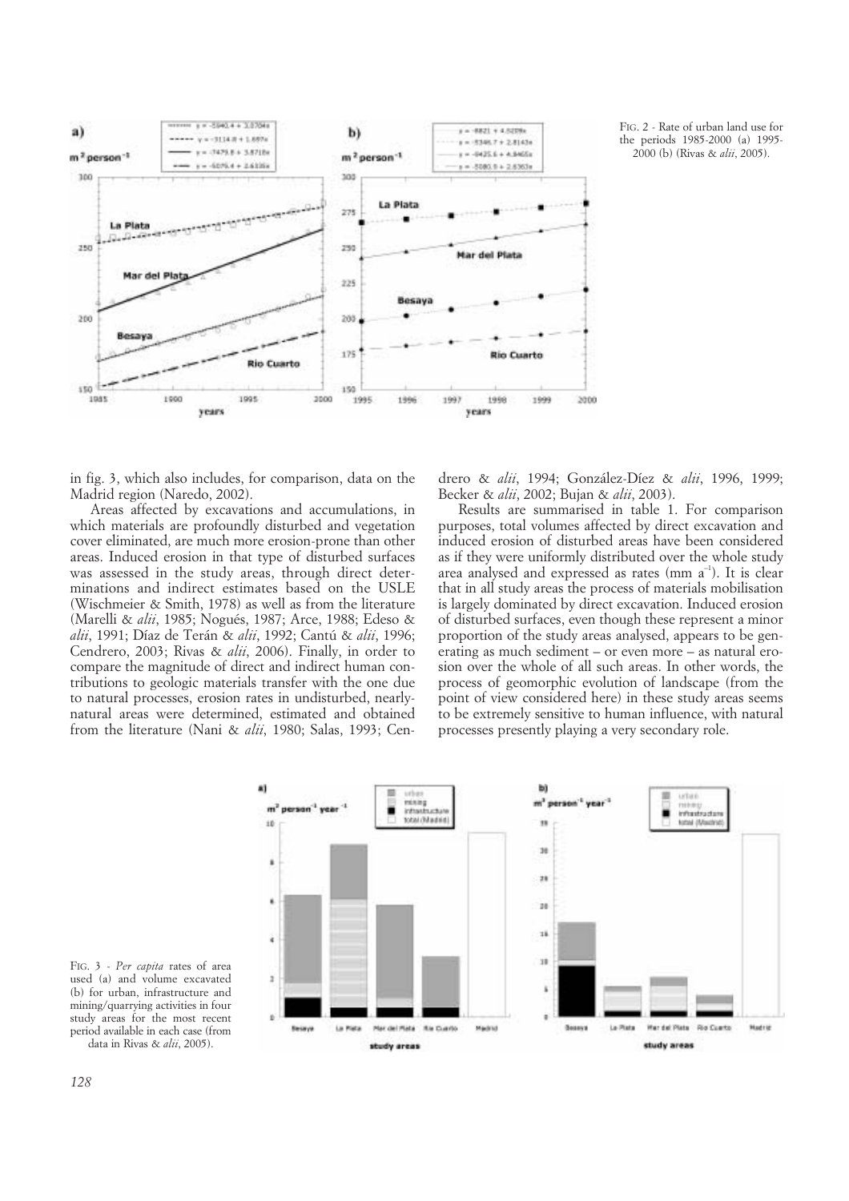FIG. 2 - Rate of urban land use for the periods 1985-2000 (a) 1995-2000 (b) (Rivas & *alii*, 2005).

in fig. 3, which also includes, for comparison, data on the Madrid region (Naredo, 2002).

Areas affected by excavations and accumulations, in which materials are profoundly disturbed and vegetation cover eliminated, are much more erosion-prone than other areas. Induced erosion in that type of disturbed surfaces was assessed in the study areas, through direct determinations and indirect estimates based on the USLE (Wischmeier & Smith, 1978) as well as from the literature (Marelli & *alii*, 1985; Nogués, 1987; Arce, 1988; Edeso & *alii*, 1991; Díaz de Terán & *alii*, 1992; Cantú & *alii*, 1996; Cendrero, 2003; Rivas & *alii*, 2006). Finally, in order to compare the magnitude of direct and indirect human contributions to geologic materials transfer with the one due to natural processes, erosion rates in undisturbed, nearly-natural areas were determined, estimated and obtained from the literature (Nani & *alii*, 1980; Salas, 1993; Cendrero & *alii*, 1994; González-Díez & *alii*, 1996, 1999; Becker & *alii*, 2002; Bujan & *alii*, 2003).

Results are summarised in table 1. For comparison purposes, total volumes affected by direct excavation and induced erosion of disturbed areas have been considered as if they were uniformly distributed over the whole study area analysed and expressed as rates (mm $a^{-1}$). It is clear that in all study areas the process of materials mobilisation is largely dominated by direct excavation. Induced erosion of disturbed surfaces, even though these represent a minor proportion of the study areas analysed, appears to be generating as much sediment – or even more – as natural erosion over the whole of all such areas. In other words, the process of geomorphic evolution of landscape (from the point of view considered here) in these study areas seems to be extremely sensitive to human influence, with natural processes presently playing a very secondary role.

FIG. 3 - *Per capita* rates of area used (a) and volume excavated (b) for urban, infrastructure and mining/quarrying activities in four study areas for the most recent period available in each case (from data in Rivas & *alii*, 2005).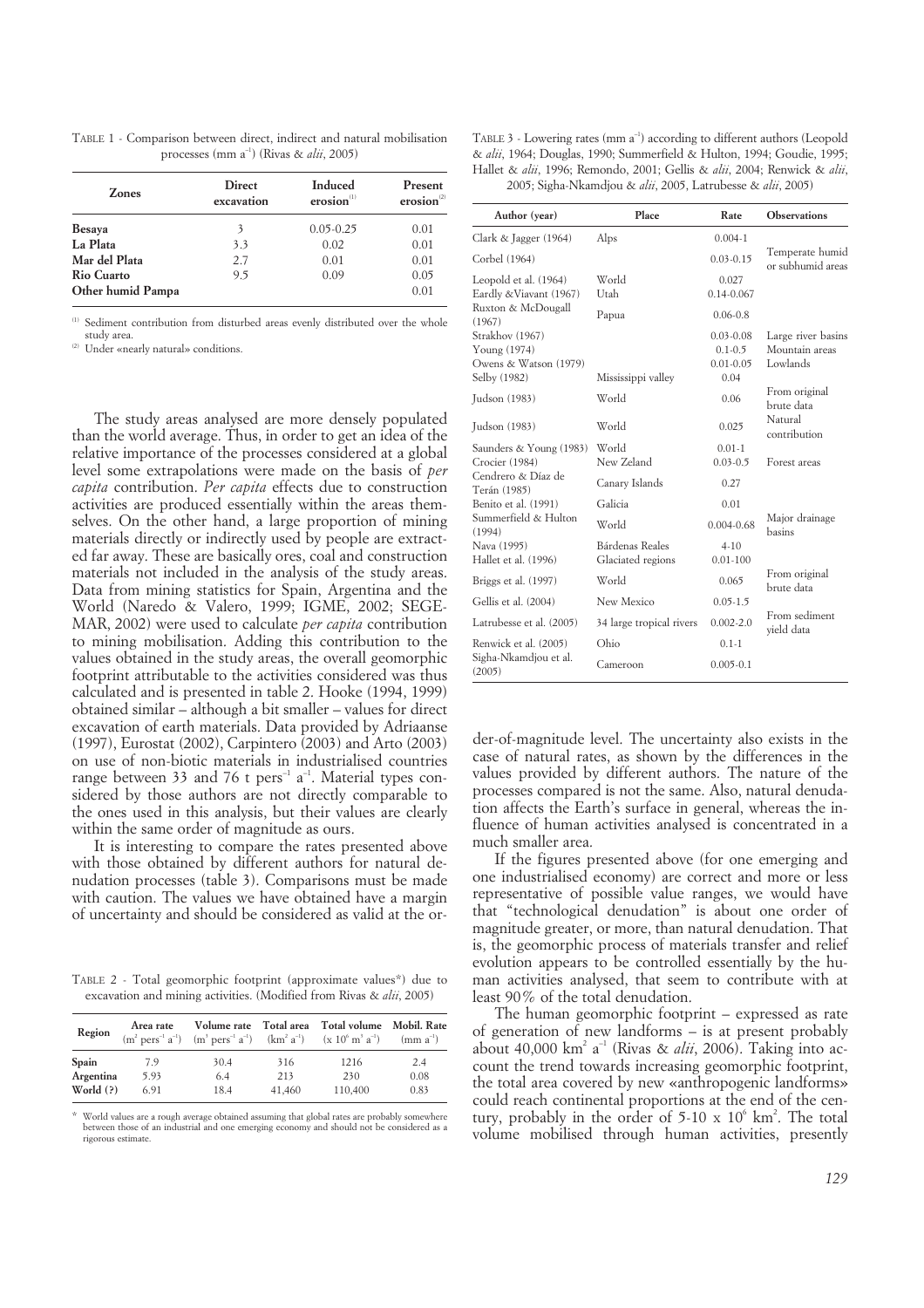TABLE 1 - Comparison between direct, indirect and natural mobilisation processes (mm $a^{-1}$) (Rivas & *alii*, 2005)

| Zones | Direct excavation | Induced erosion[1] | Present erosion[2] |
|---|---|---|---|
| **Besaya** | 3 | 0.05-0.25 | 0.01 |
| **La Plata** | 3.3 | 0.02 | 0.01 |
| **Mar del Plata** | 2.7 | 0.01 | 0.01 |
| **Rio Cuarto** | 9.5 | 0.09 | 0.05 |
| **Other humid Pampa** | | | 0.01 |

[1] Sediment contribution from disturbed areas evenly distributed over the whole study area.
[2] Under «nearly natural» conditions.

The study areas analysed are more densely populated than the world average. Thus, in order to get an idea of the relative importance of the processes considered at a global level some extrapolations were made on the basis of *per capita* contribution. *Per capita* effects due to construction activities are produced essentially within the areas themselves. On the other hand, a large proportion of mining materials directly or indirectly used by people are extracted far away. These are basically ores, coal and construction materials not included in the analysis of the study areas. Data from mining statistics for Spain, Argentina and the World (Naredo & Valero, 1999; IGME, 2002; SEGEMAR, 2002) were used to calculate *per capita* contribution to mining mobilisation. Adding this contribution to the values obtained in the study areas, the overall geomorphic footprint attributable to the activities considered was thus calculated and is presented in table 2. Hooke (1994, 1999) obtained similar – although a bit smaller – values for direct excavation of earth materials. Data provided by Adriaanse (1997), Eurostat (2002), Carpintero (2003) and Arto (2003) on use of non-biotic materials in industrialised countries range between 33 and 76 t $pers^{-1}$ $a^{-1}$. Material types considered by those authors are not directly comparable to the ones used in this analysis, but their values are clearly within the same order of magnitude as ours.

It is interesting to compare the rates presented above with those obtained by different authors for natural denudation processes (table 3). Comparisons must be made with caution. The values we have obtained have a margin of uncertainty and should be considered as valid at the order-of-magnitude level. The uncertainty also exists in the case of natural rates, as shown by the differences in the values provided by different authors. The nature of the processes compared is not the same. Also, natural denudation affects the Earth's surface in general, whereas the influence of human activities analysed is concentrated in a much smaller area.

TABLE 2 - Total geomorphic footprint (approximate values*) due to excavation and mining activities. (Modified from Rivas & *alii*, 2005)

| Region | Area rate ($m^2$ $pers^{-1}$ $a^{-1}$) | Volume rate ($m^3$ $pers^{-1}$ $a^{-1}$) | Total area ($km^2$ $a^{-1}$) | Total volume ($\times 10^6$ $m^3$ $a^{-1}$) | Mobil. Rate (mm $a^{-1}$) |
|---|---|---|---|---|---|
| **Spain** | 7.9 | 30.4 | 316 | 1216 | 2.4 |
| **Argentina** | 5.93 | 6.4 | 213 | 230 | 0.08 |
| **World (?)** | 6.91 | 18.4 | 41,460 | 110,400 | 0.83 |

\* World values are a rough average obtained assuming that global rates are probably somewhere between those of an industrial and one emerging economy and should not be considered as a rigorous estimate.

TABLE 3 - Lowering rates (mm $a^{-1}$) according to different authors (Leopold & *alii*, 1964; Douglas, 1990; Summerfield & Hulton, 1994; Goudie, 1995; Hallet & *alii*, 1996; Remondo, 2001; Gellis & *alii*, 2004; Renwick & *alii*, 2005; Sigha-Nkamdjou & *alii*, 2005, Latrubesse & *alii*, 2005)

| Author (year) | Place | Rate | Observations |
|---|---|---|---|
| Clark & Jagger (1964) | Alps | 0.004-1 | Temperate humid or subhumid areas |
| Corbel (1964) | | 0.03-0.15 | |
| Leopold et al. (1964) | World | 0.027 | |
| Eardly &Viavant (1967) | Utah | 0.14-0.067 | |
| Ruxton & McDougall (1967) | Papua | 0.06-0.8 | |
| Strakhov (1967) | | 0.03-0.08 | Large river basins |
| Young (1974) | | 0.1-0.5 | Mountain areas |
| Owens & Watson (1979) | | 0.01-0.05 | Lowlands |
| Selby (1982) | Mississippi valley | 0.04 | |
| Judson (1983) | World | 0.06 | From original brute data |
| Judson (1983) | World | 0.025 | Natural contribution |
| Saunders & Young (1983) | World | 0.01-1 | |
| Crocier (1984) | New Zeland | 0.03-0.5 | Forest areas |
| Cendrero & Díaz de Terán (1985) | Canary Islands | 0.27 | |
| Benito et al. (1991) | Galicia | 0.01 | |
| Summerfield & Hulton (1994) | World | 0.004-0.68 | Major drainage basins |
| Nava (1995) | Bárdenas Reales | 4-10 | |
| Hallet et al. (1996) | Glaciated regions | 0.01-100 | |
| Briggs et al. (1997) | World | 0.065 | From original brute data |
| Gellis et al. (2004) | New Mexico | 0.05-1.5 | From sediment yield data |
| Latrubesse et al. (2005) | 34 large tropical rivers | 0.002-2.0 | |
| Renwick et al. (2005) | Ohio | 0.1-1 | |
| Sigha-Nkamdjou et al. (2005) | Cameroon | 0.005-0.1 | |

If the figures presented above (for one emerging and one industrialised economy) are correct and more or less representative of possible value ranges, we would have that "technological denudation" is about one order of magnitude greater, or more, than natural denudation. That is, the geomorphic process of materials transfer and relief evolution appears to be controlled essentially by the human activities analysed, that seem to contribute with at least 90% of the total denudation.

The human geomorphic footprint – expressed as rate of generation of new landforms – is at present probably about 40,000 $km^2$ $a^{-1}$ (Rivas & *alii*, 2006). Taking into account the trend towards increasing geomorphic footprint, the total area covered by new «anthropogenic landforms» could reach continental proportions at the end of the century, probably in the order of 5-10 x $10^6$ $km^2$. The total volume mobilised through human activities, presently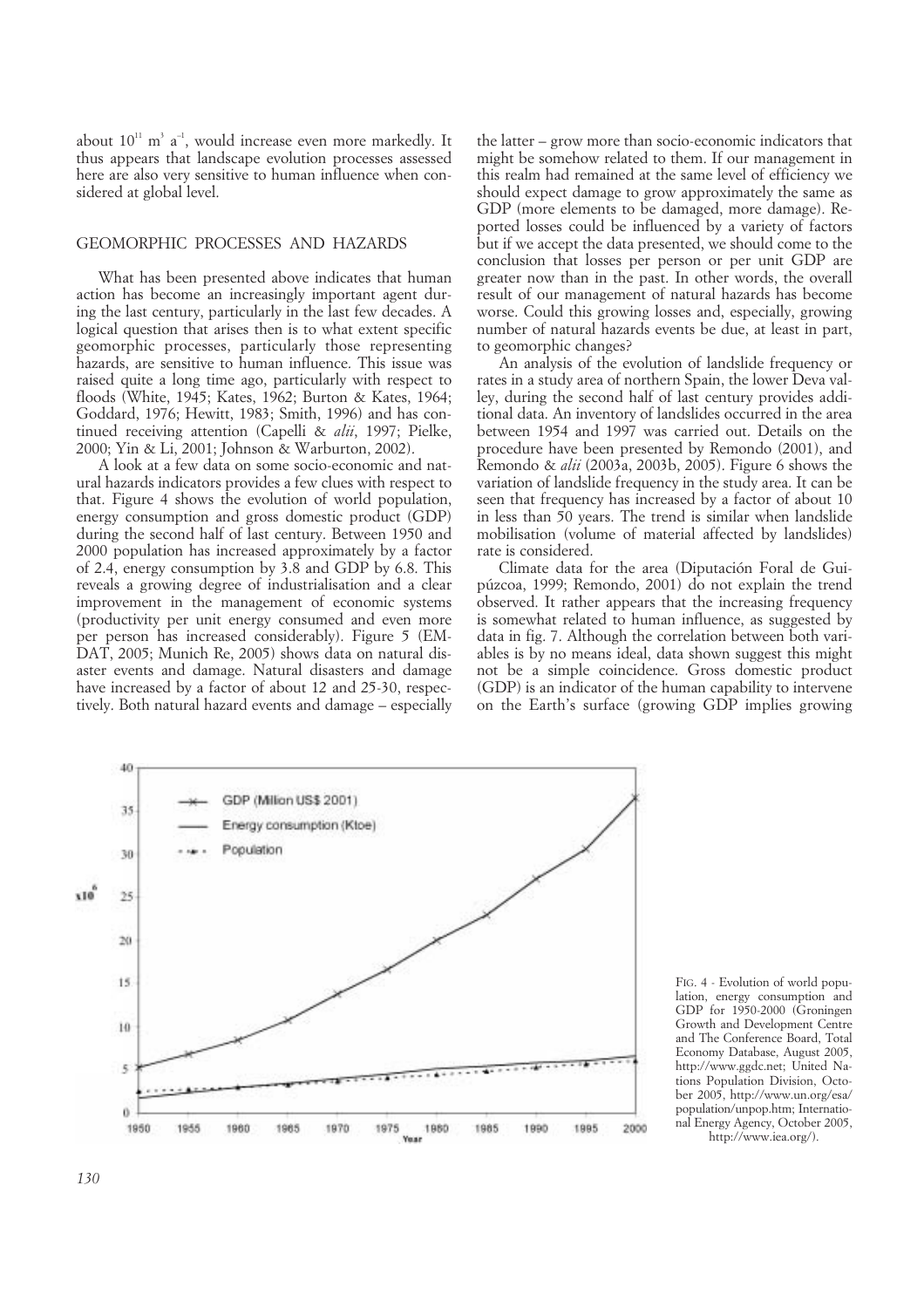about $10^{11}$ m$^3$ a$^{-1}$, would increase even more markedly. It thus appears that landscape evolution processes assessed here are also very sensitive to human influence when considered at global level.

## GEOMORPHIC PROCESSES AND HAZARDS

What has been presented above indicates that human action has become an increasingly important agent during the last century, particularly in the last few decades. A logical question that arises then is to what extent specific geomorphic processes, particularly those representing hazards, are sensitive to human influence. This issue was raised quite a long time ago, particularly with respect to floods (White, 1945; Kates, 1962; Burton & Kates, 1964; Goddard, 1976; Hewitt, 1983; Smith, 1996) and has continued receiving attention (Capelli & *alii*, 1997; Pielke, 2000; Yin & Li, 2001; Johnson & Warburton, 2002).

A look at a few data on some socio-economic and natural hazards indicators provides a few clues with respect to that. Figure 4 shows the evolution of world population, energy consumption and gross domestic product (GDP) during the second half of last century. Between 1950 and 2000 population has increased approximately by a factor of 2.4, energy consumption by 3.8 and GDP by 6.8. This reveals a growing degree of industrialisation and a clear improvement in the management of economic systems (productivity per unit energy consumed and even more per person has increased considerably). Figure 5 (EM-DAT, 2005; Munich Re, 2005) shows data on natural disaster events and damage. Natural disasters and damage have increased by a factor of about 12 and 25-30, respectively. Both natural hazard events and damage – especially the latter – grow more than socio-economic indicators that might be somehow related to them. If our management in this realm had remained at the same level of efficiency we should expect damage to grow approximately the same as GDP (more elements to be damaged, more damage). Reported losses could be influenced by a variety of factors but if we accept the data presented, we should come to the conclusion that losses per person or per unit GDP are greater now than in the past. In other words, the overall result of our management of natural hazards has become worse. Could this growing losses and, especially, growing number of natural hazards events be due, at least in part, to geomorphic changes?

An analysis of the evolution of landslide frequency or rates in a study area of northern Spain, the lower Deva valley, during the second half of last century provides additional data. An inventory of landslides occurred in the area between 1954 and 1997 was carried out. Details on the procedure have been presented by Remondo (2001), and Remondo & *alii* (2003a, 2003b, 2005). Figure 6 shows the variation of landslide frequency in the study area. It can be seen that frequency has increased by a factor of about 10 in less than 50 years. The trend is similar when landslide mobilisation (volume of material affected by landslides) rate is considered.

Climate data for the area (Diputación Foral de Guipúzcoa, 1999; Remondo, 2001) do not explain the trend observed. It rather appears that the increasing frequency is somewhat related to human influence, as suggested by data in fig. 7. Although the correlation between both variables is by no means ideal, data shown suggest this might not be a simple coincidence. Gross domestic product (GDP) is an indicator of the human capability to intervene on the Earth's surface (growing GDP implies growing

FIG. 4 - Evolution of world population, energy consumption and GDP for 1950-2000 (Groningen Growth and Development Centre and The Conference Board, Total Economy Database, August 2005, http://www.ggdc.net; United Nations Population Division, October 2005, http://www.un.org/esa/population/unpop.htm; International Energy Agency, October 2005, http://www.iea.org/).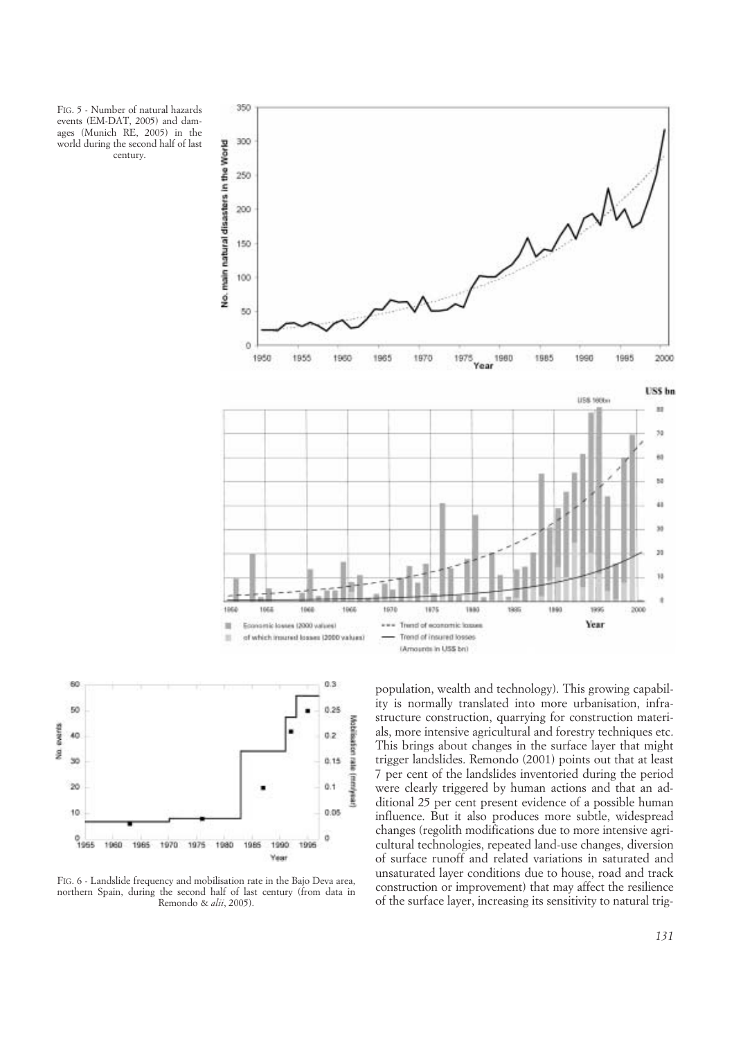FIG. 5 - Number of natural hazards events (EM-DAT, 2005) and damages (Munich RE, 2005) in the world during the second half of last century.

FIG. 6 - Landslide frequency and mobilisation rate in the Bajo Deva area, northern Spain, during the second half of last century (from data in Remondo & *alii*, 2005).

population, wealth and technology). This growing capability is normally translated into more urbanisation, infrastructure construction, quarrying for construction materials, more intensive agricultural and forestry techniques etc. This brings about changes in the surface layer that might trigger landslides. Remondo (2001) points out that at least 7 per cent of the landslides inventoried during the period were clearly triggered by human actions and that an additional 25 per cent present evidence of a possible human influence. But it also produces more subtle, widespread changes (regolith modifications due to more intensive agricultural technologies, repeated land-use changes, diversion of surface runoff and related variations in saturated and unsaturated layer conditions due to house, road and track construction or improvement) that may affect the resilience of the surface layer, increasing its sensitivity to natural trig-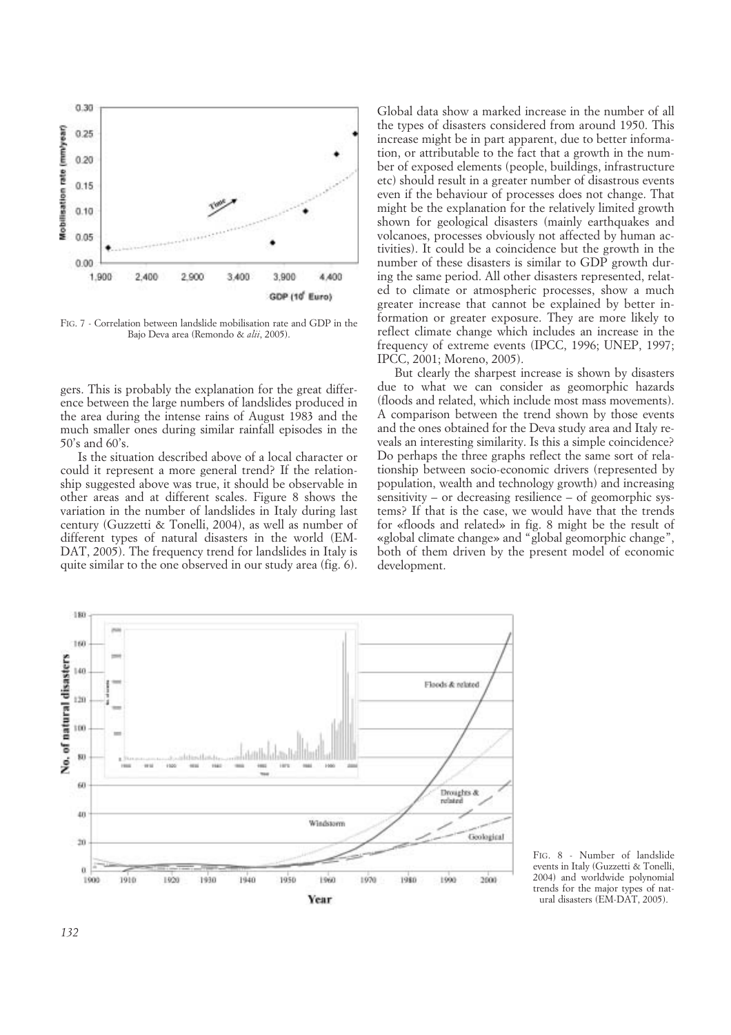FIG. 7 - Correlation between landslide mobilisation rate and GDP in the Bajo Deva area (Remondo & *alii*, 2005).

gers. This is probably the explanation for the great difference between the large numbers of landslides produced in the area during the intense rains of August 1983 and the much smaller ones during similar rainfall episodes in the 50's and 60's.

Is the situation described above of a local character or could it represent a more general trend? If the relationship suggested above was true, it should be observable in other areas and at different scales. Figure 8 shows the variation in the number of landslides in Italy during last century (Guzzetti & Tonelli, 2004), as well as number of different types of natural disasters in the world (EM-DAT, 2005). The frequency trend for landslides in Italy is quite similar to the one observed in our study area (fig. 6).

Global data show a marked increase in the number of all the types of disasters considered from around 1950. This increase might be in part apparent, due to better information, or attributable to the fact that a growth in the number of exposed elements (people, buildings, infrastructure etc) should result in a greater number of disastrous events even if the behaviour of processes does not change. That might be the explanation for the relatively limited growth shown for geological disasters (mainly earthquakes and volcanoes, processes obviously not affected by human activities). It could be a coincidence but the growth in the number of these disasters is similar to GDP growth during the same period. All other disasters represented, related to climate or atmospheric processes, show a much greater increase that cannot be explained by better information or greater exposure. They are more likely to reflect climate change which includes an increase in the frequency of extreme events (IPCC, 1996; UNEP, 1997; IPCC, 2001; Moreno, 2005).

But clearly the sharpest increase is shown by disasters due to what we can consider as geomorphic hazards (floods and related, which include most mass movements). A comparison between the trend shown by those events and the ones obtained for the Deva study area and Italy reveals an interesting similarity. Is this a simple coincidence? Do perhaps the three graphs reflect the same sort of relationship between socio-economic drivers (represented by population, wealth and technology growth) and increasing sensitivity – or decreasing resilience – of geomorphic systems? If that is the case, we would have that the trends for «floods and related» in fig. 8 might be the result of «global climate change» and "global geomorphic change", both of them driven by the present model of economic development.

FIG. 8 - Number of landslide events in Italy (Guzzetti & Tonelli, 2004) and worldwide polynomial trends for the major types of natural disasters (EM-DAT, 2005).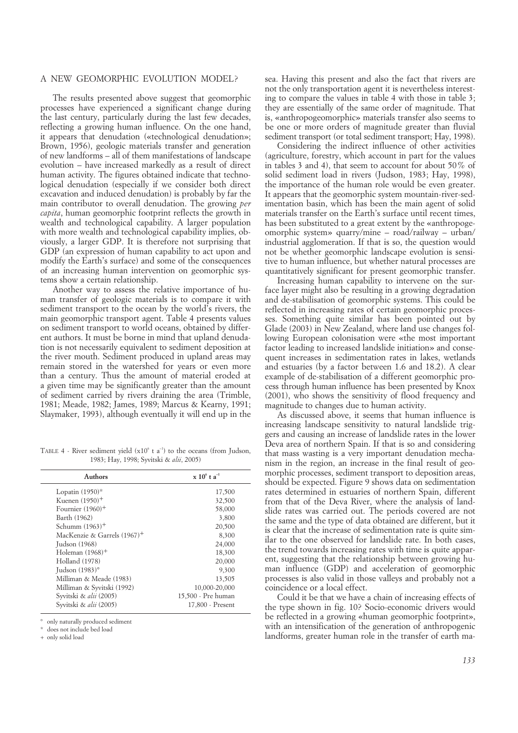## A NEW GEOMORPHIC EVOLUTION MODEL?

The results presented above suggest that geomorphic processes have experienced a significant change during the last century, particularly during the last few decades, reflecting a growing human influence. On the one hand, it appears that denudation («technological denudation»; Brown, 1956), geologic materials transfer and generation of new landforms – all of them manifestations of landscape evolution – have increased markedly as a result of direct human activity. The figures obtained indicate that technological denudation (especially if we consider both direct excavation and induced denudation) is probably by far the main contributor to overall denudation. The growing *per capita*, human geomorphic footprint reflects the growth in wealth and technological capability. A larger population with more wealth and technological capability implies, obviously, a larger GDP. It is therefore not surprising that GDP (an expression of human capability to act upon and modify the Earth's surface) and some of the consequences of an increasing human intervention on geomorphic systems show a certain relationship.

Another way to assess the relative importance of human transfer of geologic materials is to compare it with sediment transport to the ocean by the world's rivers, the main geomorphic transport agent. Table 4 presents values on sediment transport to world oceans, obtained by different authors. It must be borne in mind that upland denudation is not necessarily equivalent to sediment deposition at the river mouth. Sediment produced in upland areas may remain stored in the watershed for years or even more than a century. Thus the amount of material eroded at a given time may be significantly greater than the amount of sediment carried by rivers draining the area (Trimble, 1981; Meade, 1982; James, 1989; Marcus & Kearny, 1991; Slaymaker, 1993), although eventually it will end up in the sea. Having this present and also the fact that rivers are not the only transportation agent it is nevertheless interesting to compare the values in table 4 with those in table 3; they are essentially of the same order of magnitude. That is, «anthropogeomorphic» materials transfer also seems to be one or more orders of magnitude greater than fluvial sediment transport (or total sediment transport; Hay, 1998).

Considering the indirect influence of other activities (agriculture, forestry, which account in part for the values in tables 3 and 4), that seem to account for about 50% of solid sediment load in rivers (Judson, 1983; Hay, 1998), the importance of the human role would be even greater. It appears that the geomorphic system mountain-river-sedimentation basin, which has been the main agent of solid materials transfer on the Earth's surface until recent times, has been substituted to a great extent by the «anthropogeomorphic system» quarry/mine – road/railway – urban/industrial agglomeration. If that is so, the question would not be whether geomorphic landscape evolution is sensitive to human influence, but whether natural processes are quantitatively significant for present geomorphic transfer.

Increasing human capability to intervene on the surface layer might also be resulting in a growing degradation and de-stabilisation of geomorphic systems. This could be reflected in increasing rates of certain geomorphic processes. Something quite similar has been pointed out by Glade (2003) in New Zealand, where land use changes following European colonisation were «the most important factor leading to increased landslide initiation» and consequent increases in sedimentation rates in lakes, wetlands and estuaries (by a factor between 1.6 and 18.2). A clear example of de-stabilisation of a different geomorphic process through human influence has been presented by Knox (2001), who shows the sensitivity of flood frequency and magnitude to changes due to human activity.

As discussed above, it seems that human influence is increasing landscape sensitivity to natural landslide triggers and causing an increase of landslide rates in the lower Deva area of northern Spain. If that is so and considering that mass wasting is a very important denudation mechanism in the region, an increase in the final result of geomorphic processes, sediment transport to deposition areas, should be expected. Figure 9 shows data on sedimentation rates determined in estuaries of northern Spain, different from that of the Deva River, where the analysis of landslide rates was carried out. The periods covered are not the same and the type of data obtained are different, but it is clear that the increase of sedimentation rate is quite similar to the one observed for landslide rate. In both cases, the trend towards increasing rates with time is quite apparent, suggesting that the relationship between growing human influence (GDP) and acceleration of geomorphic processes is also valid in those valleys and probably not a coincidence or a local effect.

Could it be that we have a chain of increasing effects of the type shown in fig. 10? Socio-economic drivers would be reflected in a growing «human geomorphic footprint», with an intensification of the generation of anthropogenic landforms, greater human role in the transfer of earth ma-

TABLE 4 - River sediment yield ($x10^6$ t $a^{-1}$) to the oceans (from Judson, 1983; Hay, 1998; Syvitski & *alii*, 2005)

| Authors | x $10^6$ t $a^{-1}$ |
|---|---|
| Lopatin (1950)* | 17,500 |
| Kuenen (1950)+ | 32,500 |
| Fournier (1960)+ | 58,000 |
| Barth (1962) | 3,800 |
| Schumm (1963)+ | 20,500 |
| MacKenzie & Garrels (1967)+ | 8,300 |
| Judson (1968) | 24,000 |
| Holeman (1968)+ | 18,300 |
| Holland (1978) | 20,000 |
| Judson (1983)° | 9,300 |
| Milliman & Meade (1983) | 13,505 |
| Milliman & Syvitski (1992) | 10,000-20,000 |
| Syvitski & *alii* (2005) | 15,500 - Pre human |
| Syvitski & *alii* (2005) | 17,800 - Present |

° only naturally produced sediment
* does not include bed load
+ only solid load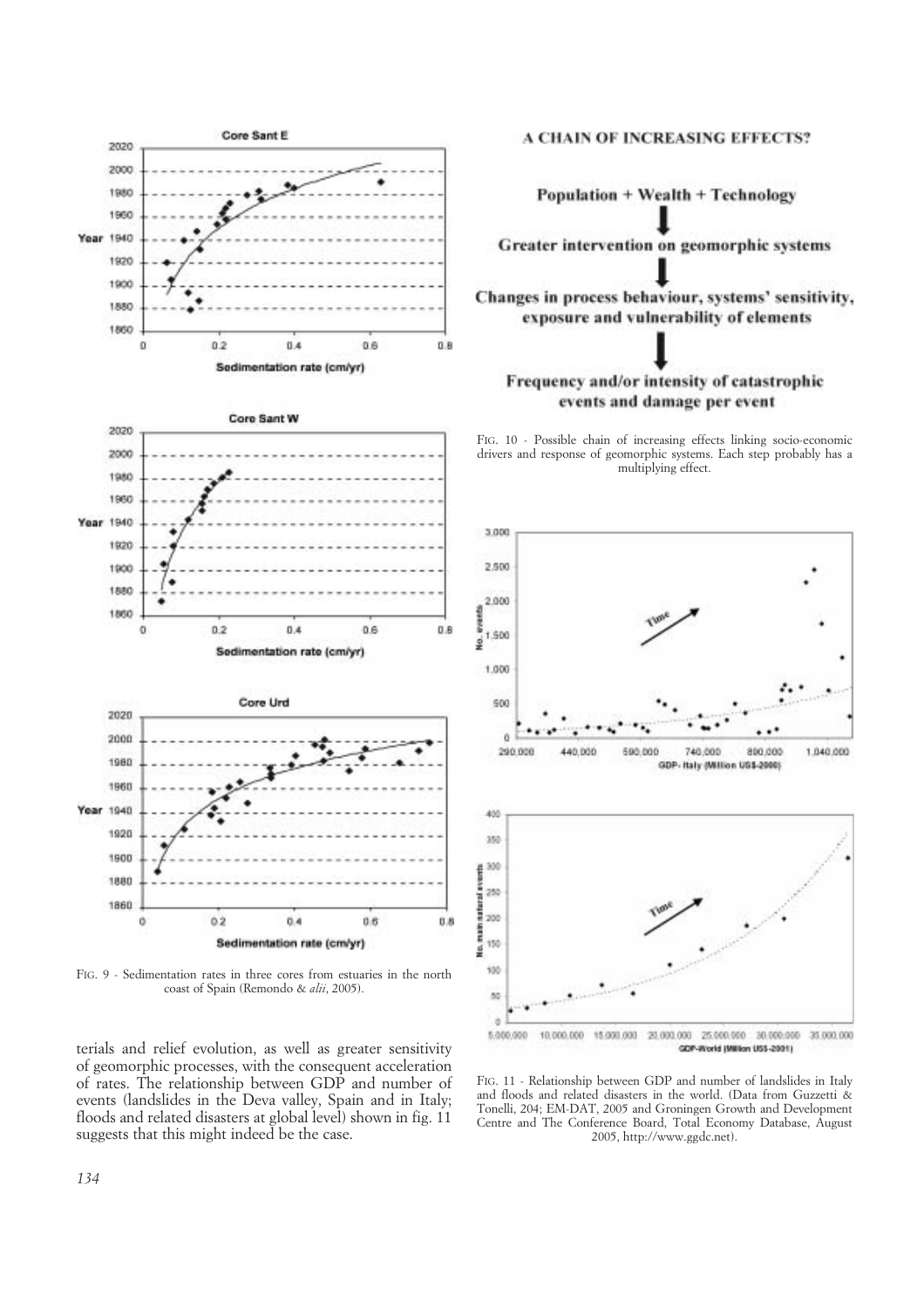FIG. 9 - Sedimentation rates in three cores from estuaries in the north coast of Spain (Remondo & *alii*, 2005).

A CHAIN OF INCREASING EFFECTS?

Population + Wealth + Technology

Greater intervention on geomorphic systems

Changes in process behaviour, systems' sensitivity, exposure and vulnerability of elements

Frequency and/or intensity of catastrophic events and damage per event

FIG. 10 - Possible chain of increasing effects linking socio-economic drivers and response of geomorphic systems. Each step probably has a multiplying effect.

FIG. 11 - Relationship between GDP and number of landslides in Italy and floods and related disasters in the world. (Data from Guzzetti & Tonelli, 204; EM-DAT, 2005 and Groningen Growth and Development Centre and The Conference Board, Total Economy Database, August 2005, http://www.ggdc.net).

terials and relief evolution, as well as greater sensitivity of geomorphic processes, with the consequent acceleration of rates. The relationship between GDP and number of events (landslides in the Deva valley, Spain and in Italy; floods and related disasters at global level) shown in fig. 11 suggests that this might indeed be the case.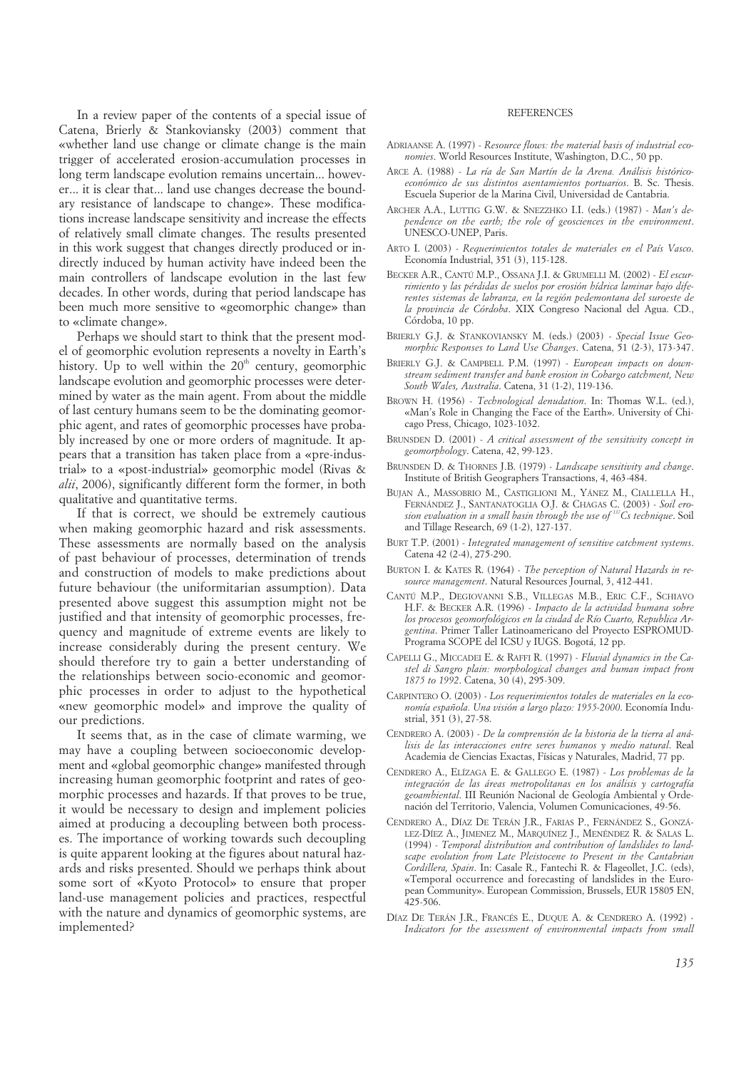In a review paper of the contents of a special issue of Catena, Brierly & Stankoviansky (2003) comment that «whether land use change or climate change is the main trigger of accelerated erosion-accumulation processes in long term landscape evolution remains uncertain... however... it is clear that... land use changes decrease the boundary resistance of landscape to change». These modifications increase landscape sensitivity and increase the effects of relatively small climate changes. The results presented in this work suggest that changes directly produced or indirectly induced by human activity have indeed been the main controllers of landscape evolution in the last few decades. In other words, during that period landscape has been much more sensitive to «geomorphic change» than to «climate change».

Perhaps we should start to think that the present model of geomorphic evolution represents a novelty in Earth's history. Up to well within the 20th century, geomorphic landscape evolution and geomorphic processes were determined by water as the main agent. From about the middle of last century humans seem to be the dominating geomorphic agent, and rates of geomorphic processes have probably increased by one or more orders of magnitude. It appears that a transition has taken place from a «pre-industrial» to a «post-industrial» geomorphic model (Rivas & *alii*, 2006), significantly different form the former, in both qualitative and quantitative terms.

If that is correct, we should be extremely cautious when making geomorphic hazard and risk assessments. These assessments are normally based on the analysis of past behaviour of processes, determination of trends and construction of models to make predictions about future behaviour (the uniformitarian assumption). Data presented above suggest this assumption might not be justified and that intensity of geomorphic processes, frequency and magnitude of extreme events are likely to increase considerably during the present century. We should therefore try to gain a better understanding of the relationships between socio-economic and geomorphic processes in order to adjust to the hypothetical «new geomorphic model» and improve the quality of our predictions.

It seems that, as in the case of climate warming, we may have a coupling between socioeconomic development and «global geomorphic change» manifested through increasing human geomorphic footprint and rates of geomorphic processes and hazards. If that proves to be true, it would be necessary to design and implement policies aimed at producing a decoupling between both processes. The importance of working towards such decoupling is quite apparent looking at the figures about natural hazards and risks presented. Should we perhaps think about some sort of «Kyoto Protocol» to ensure that proper land-use management policies and practices, respectful with the nature and dynamics of geomorphic systems, are implemented?

## REFERENCES

ADRIAANSE A. (1997) - *Resource flows: the material basis of industrial economies*. World Resources Institute, Washington, D.C., 50 pp.

ARCE A. (1988) - *La ría de San Martín de la Arena. Análisis histórico-económico de sus distintos asentamientos portuarios*. B. Sc. Thesis. Escuela Superior de la Marina Civil, Universidad de Cantabria.

ARCHER A.A., LUTTIG G.W. & SNEZZHKO I.I. (eds.) (1987) - *Man's dependence on the earth; the role of geosciences in the environment*. UNESCO-UNEP, Paris.

ARTO I. (2003) - *Requerimientos totales de materiales en el País Vasco*. Economía Industrial, 351 (3), 115-128.

BECKER A.R., CANTÚ M.P., OSSANA J.I. & GRUMELLI M. (2002) - *El escurrimiento y las pérdidas de suelos por erosión hídrica laminar bajo diferentes sistemas de labranza, en la región pedemontana del suroeste de la provincia de Córdoba*. XIX Congreso Nacional del Agua. CD., Córdoba, 10 pp.

BRIERLY G.J. & STANKOVIANSKY M. (eds.) (2003) - *Special Issue Geomorphic Responses to Land Use Changes*. Catena, 51 (2-3), 173-347.

BRIERLY G.J. & CAMPBELL P.M. (1997) - *European impacts on downstream sediment transfer and bank erosion in Cobargo catchment, New South Wales, Australia*. Catena, 31 (1-2), 119-136.

BROWN H. (1956) - *Technological denudation*. In: Thomas W.L. (ed.), «Man's Role in Changing the Face of the Earth». University of Chicago Press, Chicago, 1023-1032.

BRUNSDEN D. (2001) - *A critical assessment of the sensitivity concept in geomorphology*. Catena, 42, 99-123.

BRUNSDEN D. & THORNES J.B. (1979) - *Landscape sensitivity and change*. Institute of British Geographers Transactions, 4, 463-484.

BUJAN A., MASSOBRIO M., CASTIGLIONI M., YÁNEZ M., CIALLELLA H., FERNÁNDEZ J., SANTANATOGLIA O.J. & CHAGAS C. (2003) - *Soil erosion evaluation in a small basin through the use of $^{137}Cs$ technique*. Soil and Tillage Research, 69 (1-2), 127-137.

BURT T.P. (2001) - *Integrated management of sensitive catchment systems*. Catena 42 (2-4), 275-290.

BURTON I. & KATES R. (1964) - *The perception of Natural Hazards in resource management*. Natural Resources Journal, 3, 412-441.

CANTÚ M.P., DEGIOVANNI S.B., VILLEGAS M.B., ERIC C.F., SCHIAVO H.F. & BECKER A.R. (1996) - *Impacto de la actividad humana sobre los procesos geomorfológicos en la ciudad de Río Cuarto, Republica Argentina*. Primer Taller Latinoamericano del Proyecto ESPROMUD-Programa SCOPE del ICSU y IUGS. Bogotá, 12 pp.

CAPELLI G., MICCADEI E. & RAFFI R. (1997) - *Fluvial dynamics in the Castel di Sangro plain: morphological changes and human impact from 1875 to 1992*. Catena, 30 (4), 295-309.

CARPINTERO O. (2003) - *Los requerimientos totales de materiales en la economía española. Una visión a largo plazo: 1955-2000*. Economía Industrial, 351 (3), 27-58.

CENDRERO A. (2003) - *De la comprensión de la historia de la tierra al análisis de las interacciones entre seres humanos y medio natural*. Real Academia de Ciencias Exactas, Físicas y Naturales, Madrid, 77 pp.

CENDRERO A., ELÍZAGA E. & GALLEGO E. (1987) - *Los problemas de la integración de las áreas metropolitanas en los análisis y cartografía geoambiental*. III Reunión Nacional de Geología Ambiental y Ordenación del Territorio, Valencia, Volumen Comunicaciones, 49-56.

CENDRERO A., DÍAZ DE TERÁN J.R., FARIAS P., FERNÁNDEZ S., GONZÁLEZ-DÍEZ A., JIMENEZ M., MARQUÍNEZ J., MENÉNDEZ R. & SALAS L. (1994) - *Temporal distribution and contribution of landslides to landscape evolution from Late Pleistocene to Present in the Cantabrian Cordillera, Spain*. In: Casale R., Fantechi R. & Flageollet, J.C. (eds), «Temporal occurrence and forecasting of landslides in the European Community». European Commission, Brussels, EUR 15805 EN, 425-506.

DÍAZ DE TERÁN J.R., FRANCÉS E., DUQUE A. & CENDRERO A. (1992) - *Indicators for the assessment of environmental impacts from small*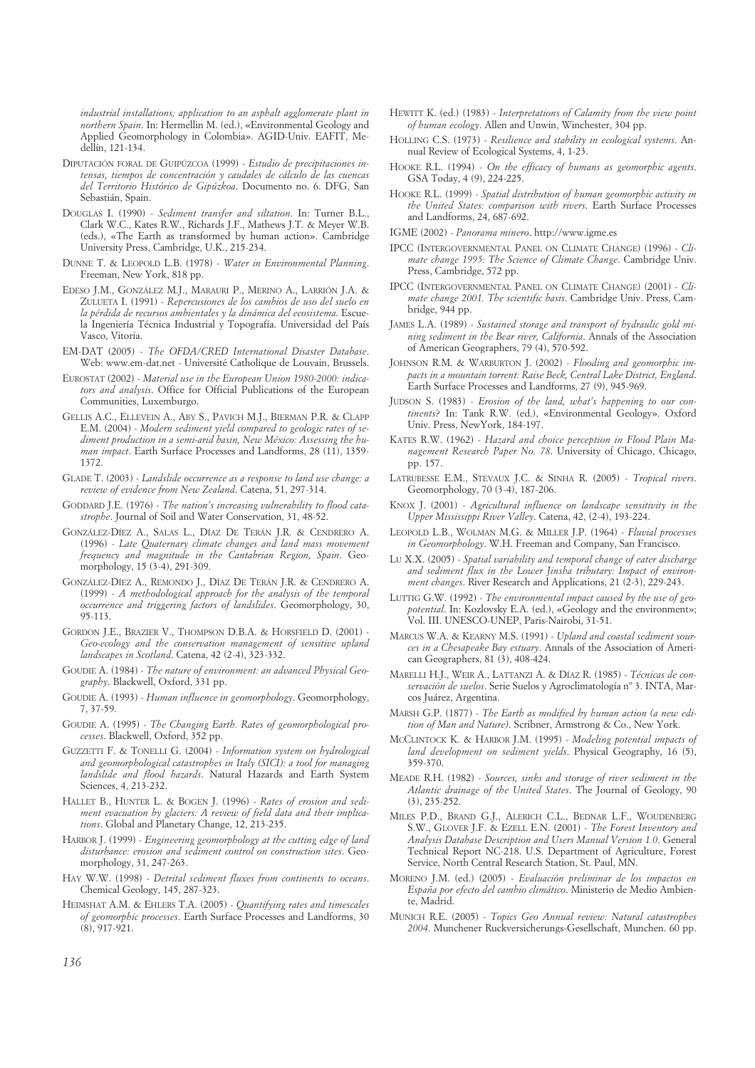*industrial installations; application to an asphalt agglomerate plant in northern Spain*. In: Hermellin M. (ed.), «Environmental Geology and Applied Geomorphology in Colombia». AGID-Univ. EAFIT, Medellín, 121-134.

DIPUTACIÓN FORAL DE GUIPÚZCOA (1999) - *Estudio de precipitaciones intensas, tiempos de concentración y caudales de cálculo de las cuencas del Territorio Histórico de Gipúzkoa*. Documento no. 6. DFG, San Sebastián, Spain.

DOUGLAS I. (1990) - *Sediment transfer and siltation*. In: Turner B.L., Clark W.C., Kates R.W., Richards J.F., Mathews J.T. & Meyer W.B. (eds.), «The Earth as transformed by human action». Cambridge University Press, Cambridge, U.K., 215-234.

DUNNE T. & LEOPOLD L.B. (1978) - *Water in Environmental Planning*. Freeman, New York, 818 pp.

EDESO J.M., GONZÁLEZ M.J., MARAURI P., MERINO A., LARRIÓN J.A. & ZULUETA I. (1991) - *Repercusiones de los cambios de uso del suelo en la pérdida de recursos ambientales y la dinámica del ecosistema*. Escuela Ingeniería Técnica Industrial y Topografía. Universidad del País Vasco, Vitoria.

EM-DAT (2005) - *The OFDA/CRED International Disaster Database*. Web: www.em-dat.net - Université Catholique de Louvain, Brussels.

EUROSTAT (2002) - *Material use in the European Union 1980-2000: indicators and analysis*. Office for Official Publications of the European Communities, Luxemburgo.

GELLIS A.C., ELLEVEIN A., ABY S., PAVICH M.J., BIERMAN P.R. & CLAPP E.M. (2004) - *Modern sediment yield compared to geologic rates of sediment production in a semi-arid basin, New México: Assessing the human impact*. Earth Surface Processes and Landforms, 28 (11), 1359-1372.

GLADE T. (2003) - *Landslide occurrence as a response to land use change: a review of evidence from New Zealand*. Catena, 51, 297-314.

GODDARD J.E. (1976) - *The nation's increasing vulnerability to flood catastrophe*. Journal of Soil and Water Conservation, 31, 48-52.

GONZÁLEZ-DÍEZ A., SALAS L., DÍAZ DE TERÁN J.R. & CENDRERO A. (1996) - *Late Quaternary climate changes and land mass movement frequency and magnitude in the Cantabrian Region, Spain*. Geomorphology, 15 (3-4), 291-309.

GONZÁLEZ-DÍEZ A., REMONDO J., DÍAZ DE TERÁN J.R. & CENDRERO A. (1999) - *A methodological approach for the analysis of the temporal occurrence and triggering factors of landslides*. Geomorphology, 30, 95-113.

GORDON J.E., BRAZIER V., THOMPSON D.B.A. & HORSFIELD D. (2001) - *Geo-ecology and the conservation management of sensitive upland landscapes in Scotland*. Catena, 42 (2-4), 323-332.

GOUDIE A. (1984) - *The nature of environment: an advanced Physical Geography*. Blackwell, Oxford, 331 pp.

GOUDIE A. (1993) - *Human influence in geomorphology*. Geomorphology, 7, 37-59.

GOUDIE A. (1995) - *The Changing Earth. Rates of geomorphological processes*. Blackwell, Oxford, 352 pp.

GUZZETTI F. & TONELLI G. (2004) - *Information system on hydrological and geomorphological catastrophes in Italy (SICI): a tool for managing landslide and flood hazards*. Natural Hazards and Earth System Sciences, 4, 213-232.

HALLET B., HUNTER L. & BOGEN J. (1996) - *Rates of erosion and sediment evacuation by glaciers: A review of field data and their implications*. Global and Planetary Change, 12, 213-235.

HARBOR J. (1999) - *Engineering geomorphology at the cutting edge of land disturbance: erosion and sediment control on construction sites*. Geomorphology, 31, 247-263.

HAY W.W. (1998) - *Detrital sediment fluxes from continents to oceans*. Chemical Geology, 145, 287-323.

HEIMSHAT A.M. & EHLERS T.A. (2005) - *Quantifying rates and timescales of geomorphic processes*. Earth Surface Processes and Landforms, 30 (8), 917-921.

HEWITT K. (ed.) (1983) - *Interpretations of Calamity from the view point of human ecology*. Allen and Unwin, Winchester, 304 pp.

HOLLING C.S. (1973) - *Resilience and stability in ecological systems*. Annual Review of Ecological Systems, 4, 1-23.

HOOKE R.L. (1994) - *On the efficacy of humans as geomorphic agents*. GSA Today, 4 (9), 224-225.

HOOKE R.L. (1999) - *Spatial distribution of human geomorphic activity in the United States: comparison with rivers*. Earth Surface Processes and Landforms, 24, 687-692.

IGME (2002) - *Panorama minero*. http://www.igme.es

IPCC (INTERGOVERNMENTAL PANEL ON CLIMATE CHANGE) (1996) - *Climate change 1995: The Science of Climate Change*. Cambridge Univ. Press, Cambridge, 572 pp.

IPCC (INTERGOVERNMENTAL PANEL ON CLIMATE CHANGE) (2001) - *Climate change 2001. The scientific basis*. Cambridge Univ. Press, Cambridge, 944 pp.

JAMES L.A. (1989) - *Sustained storage and transport of hydraulic gold mining sediment in the Bear river, California*. Annals of the Association of American Geographers, 79 (4), 570-592.

JOHNSON R.M. & WARBURTON J. (2002) - *Flooding and geomorphic impacts in a mountain torrent: Raise Beck, Central Lake District, England*. Earth Surface Processes and Landforms, 27 (9), 945-969.

JUDSON S. (1983) - *Erosion of the land, what's happening to our continents*? In: Tank R.W. (ed.), «Environmental Geology». Oxford Univ. Press, NewYork, 184-197.

KATES R.W. (1962) - *Hazard and choice perception in Flood Plain Management Research Paper No. 78*. University of Chicago, Chicago, pp. 157.

LATRUBESSE E.M., STEVAUX J.C. & SINHA R. (2005) - *Tropical rivers*. Geomorphology, 70 (3-4), 187-206.

KNOX J. (2001) - *Agricultural influence on landscape sensitivity in the Upper Mississippi River Valley*. Catena, 42, (2-4), 193-224.

LEOPOLD L.B., WOLMAN M.G. & MILLER J.P. (1964) - *Fluvial processes in Geomorphology*. W.H. Freeman and Company, San Francisco.

LU X.X. (2005) - *Spatial variability and temporal change of eater discharge and sediment flux in the Lower Jinsha tributary: Impact of environment changes*. River Research and Applications, 21 (2-3), 229-243.

LUTTIG G.W. (1992) - *The environmental impact caused by the use of geopotential*. In: Kozlovsky E.A. (ed.), «Geology and the environment»; Vol. III. UNESCO-UNEP, Paris-Nairobi, 31-51.

MARCUS W.A. & KEARNY M.S. (1991) - *Upland and coastal sediment sources in a Chesapeake Bay estuary*. Annals of the Association of American Geographers, 81 (3), 408-424.

MARELLI H.J., WEIR A., LATTANZI A. & DÍAZ R. (1985) - *Técnicas de conservación de suelos*. Serie Suelos y Agroclimatología nº 3. INTA, Marcos Juárez, Argentina.

MARSH G.P. (1877) - *The Earth as modified by human action (a new edition of Man and Nature)*. Scribner, Armstrong & Co., New York.

MCCLINTOCK K. & HARBOR J.M. (1995) - *Modeling potential impacts of land development on sediment yields*. Physical Geography, 16 (5), 359-370.

MEADE R.H. (1982) - *Sources, sinks and storage of river sediment in the Atlantic drainage of the United States*. The Journal of Geology, 90 (3), 235-252.

MILES P.D., BRAND G.J., ALERICH C.L., BEDNAR L.F., WOUDENBERG S.W., GLOVER J.F. & EZELL E.N. (2001) - *The Forest Inventory and Analysis Database Description and Users Manual Version 1.0*. General Technical Report NC-218. U.S. Department of Agriculture, Forest Service, North Central Research Station, St. Paul, MN.

MORENO J.M. (ed.) (2005) - *Evaluación preliminar de los impactos en España por efecto del cambio climático*. Ministerio de Medio Ambiente, Madrid.

MUNICH R.E. (2005) - *Topics Geo Annual review: Natural catastrophes 2004*. Munchener Ruckversicherungs-Gesellschaft, Munchen. 60 pp.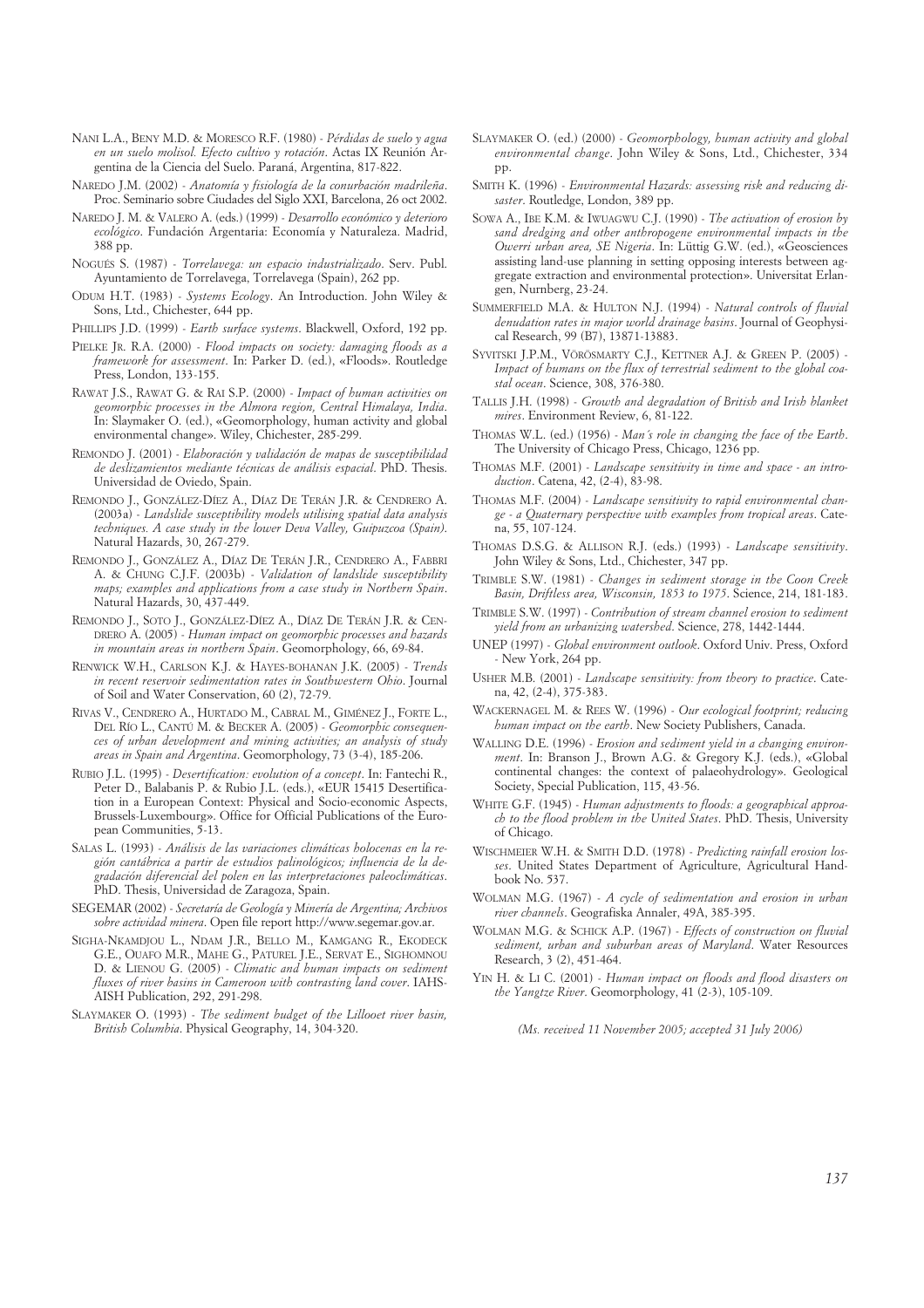NANI L.A., BENY M.D. & MORESCO R.F. (1980) - *Pérdidas de suelo y agua en un suelo molisol. Efecto cultivo y rotación*. Actas IX Reunión Argentina de la Ciencia del Suelo. Paraná, Argentina, 817-822.

NAREDO J.M. (2002) - *Anatomía y fisiología de la conurbación madrileña*. Proc. Seminario sobre Ciudades del Siglo XXI, Barcelona, 26 oct 2002.

NAREDO J. M. & VALERO A. (eds.) (1999) - *Desarrollo económico y deterioro ecológico*. Fundación Argentaria: Economía y Naturaleza. Madrid, 388 pp.

NOGUÉS S. (1987) - *Torrelavega: un espacio industrializado*. Serv. Publ. Ayuntamiento de Torrelavega, Torrelavega (Spain), 262 pp.

ODUM H.T. (1983) - *Systems Ecology*. An Introduction. John Wiley & Sons, Ltd., Chichester, 644 pp.

PHILLIPS J.D. (1999) - *Earth surface systems*. Blackwell, Oxford, 192 pp.

PIELKE JR. R.A. (2000) - *Flood impacts on society: damaging floods as a framework for assessment*. In: Parker D. (ed.), «Floods». Routledge Press, London, 133-155.

RAWAT J.S., RAWAT G. & RAI S.P. (2000) - *Impact of human activities on geomorphic processes in the Almora region, Central Himalaya, India*. In: Slaymaker O. (ed.), «Geomorphology, human activity and global environmental change». Wiley, Chichester, 285-299.

REMONDO J. (2001) - *Elaboración y validación de mapas de susceptibilidad de deslizamientos mediante técnicas de análisis espacial*. PhD. Thesis. Universidad de Oviedo, Spain.

REMONDO J., GONZÁLEZ-DÍEZ A., DÍAZ DE TERÁN J.R. & CENDRERO A. (2003a) - *Landslide susceptibility models utilising spatial data analysis techniques. A case study in the lower Deva Valley, Guipuzcoa (Spain)*. Natural Hazards, 30, 267-279.

REMONDO J., GONZÁLEZ A., DÍAZ DE TERÁN J.R., CENDRERO A., FABBRI A. & CHUNG C.J.F. (2003b) - *Validation of landslide susceptibility maps; examples and applications from a case study in Northern Spain*. Natural Hazards, 30, 437-449.

REMONDO J., SOTO J., GONZÁLEZ-DÍEZ A., DÍAZ DE TERÁN J.R. & CENDRERO A. (2005) - *Human impact on geomorphic processes and hazards in mountain areas in northern Spain*. Geomorphology, 66, 69-84.

RENWICK W.H., CARLSON K.J. & HAYES-BOHANAN J.K. (2005) - *Trends in recent reservoir sedimentation rates in Southwestern Ohio*. Journal of Soil and Water Conservation, 60 (2), 72-79.

RIVAS V., CENDRERO A., HURTADO M., CABRAL M., GIMÉNEZ J., FORTE L., DEL RÍO L., CANTÚ M. & BECKER A. (2005) - *Geomorphic consequences of urban development and mining activities; an analysis of study areas in Spain and Argentina*. Geomorphology, 73 (3-4), 185-206.

RUBIO J.L. (1995) - *Desertification: evolution of a concept*. In: Fantechi R., Peter D., Balabanis P. & Rubio J.L. (eds.), «EUR 15415 Desertification in a European Context: Physical and Socio-economic Aspects, Brussels-Luxembourg». Office for Official Publications of the European Communities, 5-13.

SALAS L. (1993) - *Análisis de las variaciones climáticas holocenas en la región cantábrica a partir de estudios palinológicos; influencia de la degradación diferencial del polen en las interpretaciones paleoclimáticas*. PhD. Thesis, Universidad de Zaragoza, Spain.

SEGEMAR (2002) - *Secretaría de Geología y Minería de Argentina; Archivos sobre actividad minera*. Open file report http://www.segemar.gov.ar.

SIGHA-NKAMDJOU L., NDAM J.R., BELLO M., KAMGANG R., EKODECK G.E., OUAFO M.R., MAHE G., PATUREL J.E., SERVAT E., SIGHOMNOU D. & LIENOU G. (2005) - *Climatic and human impacts on sediment fluxes of river basins in Cameroon with contrasting land cover*. IAHS-AISH Publication, 292, 291-298.

SLAYMAKER O. (1993) - *The sediment budget of the Lillooet river basin, British Columbia*. Physical Geography, 14, 304-320.

SLAYMAKER O. (ed.) (2000) - *Geomorphology, human activity and global environmental change*. John Wiley & Sons, Ltd., Chichester, 334 pp.

SMITH K. (1996) - *Environmental Hazards: assessing risk and reducing disaster*. Routledge, London, 389 pp.

SOWA A., IBE K.M. & IWUAGWU C.J. (1990) - *The activation of erosion by sand dredging and other anthropogene environmental impacts in the Owerri urban area, SE Nigeria*. In: Lüttig G.W. (ed.), «Geosciences assisting land-use planning in setting opposing interests between aggregate extraction and environmental protection». Universitat Erlangen, Nurnberg, 23-24.

SUMMERFIELD M.A. & HULTON N.J. (1994) - *Natural controls of fluvial denudation rates in major world drainage basins*. Journal of Geophysical Research, 99 (B7), 13871-13883.

SYVITSKI J.P.M., VÖRÖSMARTY C.J., KETTNER A.J. & GREEN P. (2005) - *Impact of humans on the flux of terrestrial sediment to the global coastal ocean*. Science, 308, 376-380.

TALLIS J.H. (1998) - *Growth and degradation of British and Irish blanket mires*. Environment Review, 6, 81-122.

THOMAS W.L. (ed.) (1956) - *Man´s role in changing the face of the Earth*. The University of Chicago Press, Chicago, 1236 pp.

THOMAS M.F. (2001) - *Landscape sensitivity in time and space - an introduction*. Catena, 42, (2-4), 83-98.

THOMAS M.F. (2004) - *Landscape sensitivity to rapid environmental change - a Quaternary perspective with examples from tropical areas*. Catena, 55, 107-124.

THOMAS D.S.G. & ALLISON R.J. (eds.) (1993) - *Landscape sensitivity*. John Wiley & Sons, Ltd., Chichester, 347 pp.

TRIMBLE S.W. (1981) - *Changes in sediment storage in the Coon Creek Basin, Driftless area, Wisconsin, 1853 to 1975*. Science, 214, 181-183.

TRIMBLE S.W. (1997) - *Contribution of stream channel erosion to sediment yield from an urbanizing watershed*. Science, 278, 1442-1444.

UNEP (1997) - *Global environment outlook*. Oxford Univ. Press, Oxford - New York, 264 pp.

USHER M.B. (2001) - *Landscape sensitivity: from theory to practice*. Catena, 42, (2-4), 375-383.

WACKERNAGEL M. & REES W. (1996) - *Our ecological footprint; reducing human impact on the earth*. New Society Publishers, Canada.

WALLING D.E. (1996) - *Erosion and sediment yield in a changing environment*. In: Branson J., Brown A.G. & Gregory K.J. (eds.), «Global continental changes: the context of palaeohydrology». Geological Society, Special Publication, 115, 43-56.

WHITE G.F. (1945) - *Human adjustments to floods: a geographical approach to the flood problem in the United States*. PhD. Thesis, University of Chicago.

WISCHMEIER W.H. & SMITH D.D. (1978) - *Predicting rainfall erosion losses*. United States Department of Agriculture, Agricultural Handbook No. 537.

WOLMAN M.G. (1967) - *A cycle of sedimentation and erosion in urban river channels*. Geografiska Annaler, 49A, 385-395.

WOLMAN M.G. & SCHICK A.P. (1967) - *Effects of construction on fluvial sediment, urban and suburban areas of Maryland*. Water Resources Research, 3 (2), 451-464.

YIN H. & LI C. (2001) - *Human impact on floods and flood disasters on the Yangtze River*. Geomorphology, 41 (2-3), 105-109.

*(Ms. received 11 November 2005; accepted 31 July 2006)*